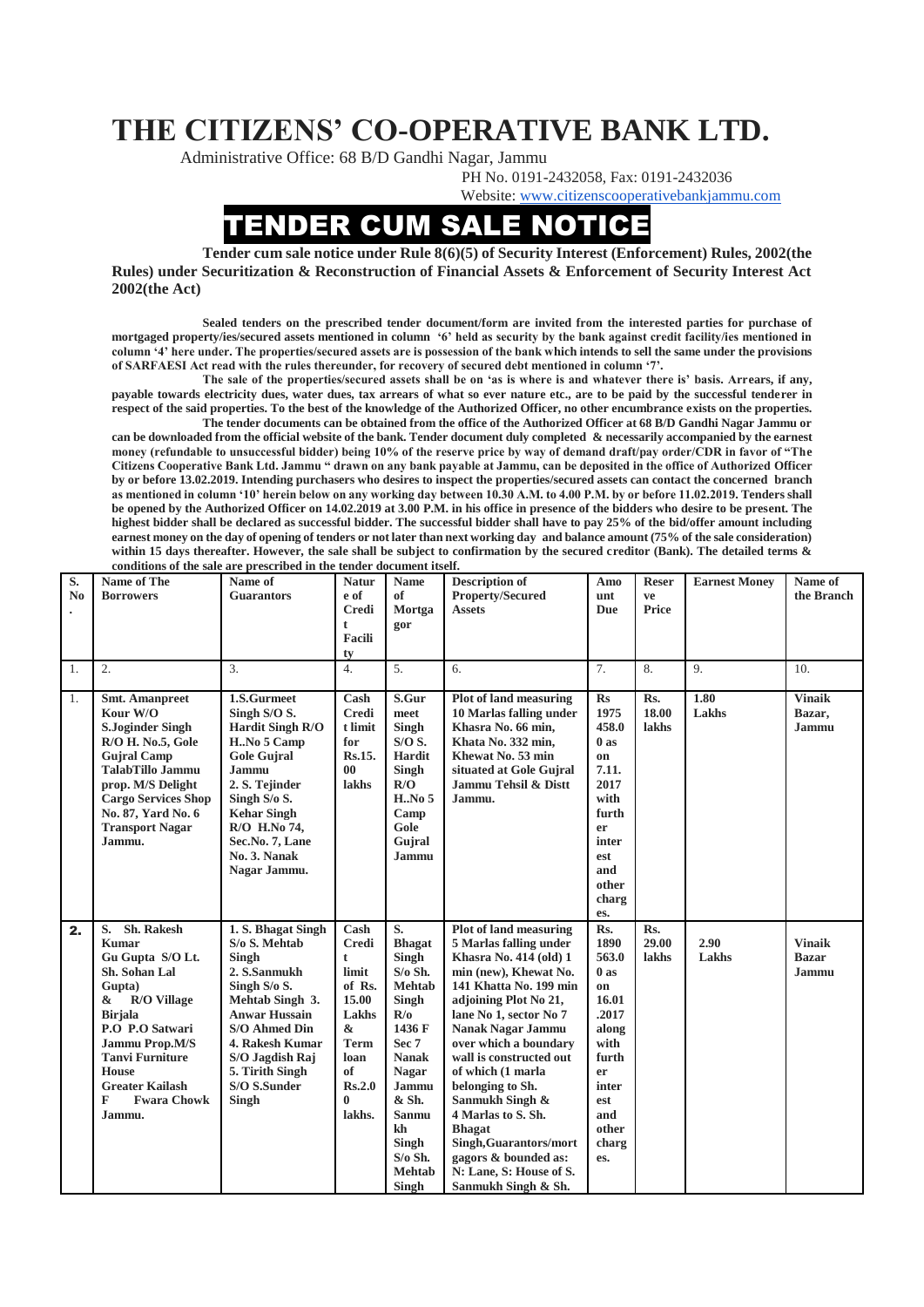# THE CITIZENS' CO-OPERATIVE BANK LTD.

Administrative Office: 68 B/D Gandhi Nagar, Jammu

PH No. 0191-2432058, Fax: 0191-2432036

Website: www.citizenscooperativebankjammu.com

## TENDER CUM SALE NOTICE

**Tender cum sale notice under Rule 8(6)(5) of Security Interest (Enforcement) Rules, 2002(the Rules) under Securitization & Reconstruction of Financial Assets & Enforcement of Security Interest Act 2002(the Act)**

**Sealed tenders on the prescribed tender document/form are invited from the interested parties for purchase of mortgaged property/ies/secured assets mentioned in column '6' held as security by the bank against credit facility/ies mentioned in column '4' here under. The properties/secured assets are in possession of the bank which intends to sell the same under the provisions of SARFAESI Act read with the rules thereunder, for recovery of secured debt mentioned in column '7'.**

**The sale of the properties/secured assets shall be on 'as is where is and whatever there is' basis. Arrears, if any, payable towards electricity dues, water dues, tax arrears of what so ever nature etc., are to be paid by the successful tenderer in respect of the said properties. To the best of the knowledge of the Authorized Officer, no other encumbrance exists on the properties.**

**The tender documents can be obtained from the office of the Authorized Officer at 68 B/D Gandhi Nagar Jammu or can be downloaded from the official website of the bank. Tender document duly completed & necessarily accompanied by the earnest money (refundable to unsuccessful bidder) being 10% of the reserve price by way of demand draft/pay order/CDR in favor of "The Citizens Cooperative Bank Ltd. Jammu " drawn on any bank payable at Jammu, can be deposited in the office of Authorized Officer by or before 13.02.2019. Intending purchasers who desires to inspect the properties/secured assets can contact the concerned branch as mentioned in column '10' herein below on any working day between 10.30 A.M. to 4.00 P.M. by or before 11.02.2019. Tenders shall be opened by the Authorized Officer on 14.02.2019 at 3.00 P.M. in his office in presence of the bidders who desire to be present. The highest bidder shall be declared as successful bidder. The successful bidder shall have to pay 25% of the bid/offer amount including earnest money on the day of opening of tenders or not later than next working day and balance amount (75% of the sale consideration) within 15 days thereafter. However, the sale shall be subject to confirmation by the secured creditor (Bank). The detailed terms & conditions of the sale are prescribed in the tender document itself.**

| S. No. | Name of The Borrowers | Name of Guarantors | Nature of Credit Facility | Name of Mortgagor | Description of Property/Secured Assets | Amount Due | Reserve Price | Earnest Money | Name of the Branch |
|---|---|---|---|---|---|---|---|---|---|
| 1. | 2. | 3. | 4. | 5. | 6. | 7. | 8. | 9. | 10. |
| 1. | **Smt. Amanpreet Kour W/O S.Joginder Singh R/O H. No.5, Gole Gujral Camp TalabTillo Jammu prop. M/S Delight Cargo Services Shop No. 87, Yard No. 6 Transport Nagar Jammu.** | **1.S.Gurmeet Singh S/O S. Hardit Singh R/O H..No 5 Camp Gole Gujral Jammu 2. S. Tejinder Singh S/o S. Kehar Singh R/O H.No 74, Sec.No. 7, Lane No. 3. Nanak Nagar Jammu.** | **Cash Credit limit for Rs.15.00 lakhs** | **S.Gurmeet Singh S/O S. Hardit Singh R/O H..No 5 Camp Gole Gujral Jammu** | **Plot of land measuring 10 Marlas falling under Khasra No. 66 min, Khata No. 332 min, Khewat No. 53 min situated at Gole Gujral Jammu Tehsil & Distt Jammu.** | **Rs 1975458.00 as on 7.11.2017 with further interest and other charges.** | **Rs. 18.00 lakhs** | **1.80 Lakhs** | **Vinaik Bazar, Jammu** |
| **2.** | **S. Sh. Rakesh Kumar Gu Gupta S/O Lt. Sh. Sohan Lal Gupta) & R/O Village Birjala P.O P.O Satwari Jammu Prop.M/S Tanvi Furniture House Greater Kailash F Fwara Chowk Jammu.** | **1. S. Bhagat Singh S/o S. Mehtab Singh 2. S.Sanmukh Singh S/o S. Mehtab Singh 3. Anwar Hussain S/O Ahmed Din 4. Rakesh Kumar S/O Jagdish Raj 5. Tirith Singh S/O S.Sunder Singh** | **Cash Credit limit of Rs. 15.00 Lakhs & Term loan of Rs.2.00 lakhs.** | **S. Bhagat Singh S/o Sh. Mehtab Singh R/o 1436 F Sec 7 Nanak Nagar Jammu & Sh. Sanmukh Singh S/o Sh. Mehtab Singh** | **Plot of land measuring 5 Marlas falling under Khasra No. 414 (old) 1 min (new), Khewat No. 141 Khatta No. 199 min adjoining Plot No 21, lane No 1, sector No 7 Nanak Nagar Jammu over which a boundary wall is constructed out of which (1 marla belonging to Sh. Sanmukh Singh & 4 Marlas to S. Sh. Bhagat Singh,Guarantors/mortgagors & bounded as: N: Lane, S: House of S. Sanmukh Singh & Sh.** | **Rs. 1890563.00 as on 16.01.2017 along with further interest and other charges.** | **Rs. 29.00 lakhs** | **2.90 Lakhs** | **Vinaik Bazar Jammu** |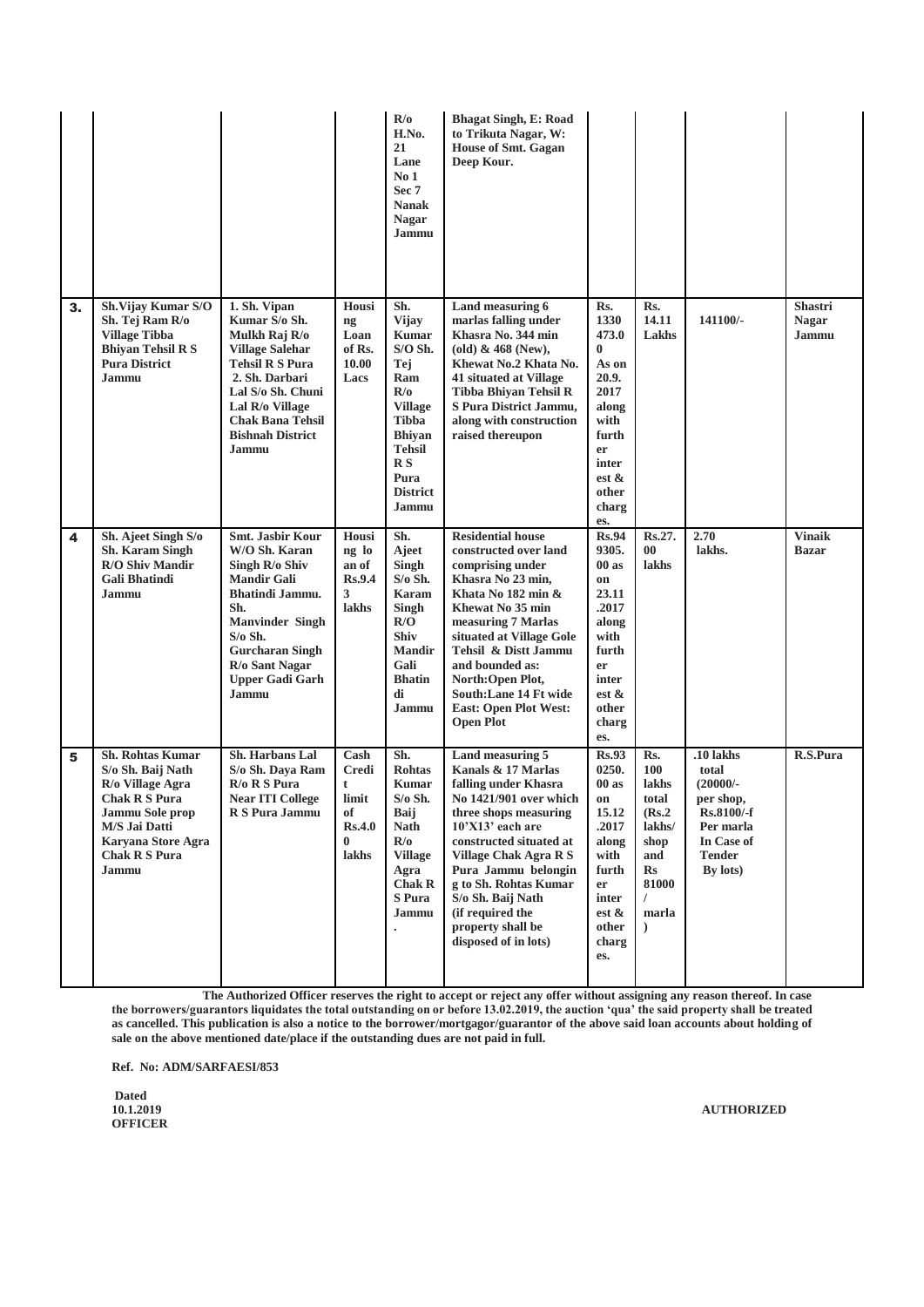| | | | | | | | | | |
|---|---|---|---|---|---|---|---|---|---|
| | | | | R/o H.No. 21 Lane No 1 Sec 7 Nanak Nagar Jammu | Bhagat Singh, E: Road to Trikuta Nagar, W: House of Smt. Gagan Deep Kour. | | | | |
| 3. | Sh.Vijay Kumar S/O Sh. Tej Ram R/o Village Tibba Bhiyan Tehsil R S Pura District Jammu | 1. Sh. Vipan Kumar S/o Sh. Mulkh Raj R/o Village Salehar Tehsil R S Pura 2. Sh. Darbari Lal S/o Sh. Chuni Lal R/o Village Chak Bana Tehsil Bishnah District Jammu | Housing Loan of Rs. 10.00 Lacs | Sh. Vijay Kumar S/O Sh. Tej Ram R/o Village Tibba Bhiyan Tehsil R S Pura District Jammu | Land measuring 6 marlas falling under Khasra No. 344 min (old) & 468 (New), Khewat No.2 Khata No. 41 situated at Village Tibba Bhiyan Tehsil R S Pura District Jammu, along with construction raised thereupon | Rs. 1330473.00 As on 20.9.2017 along with further interest & other charges. | Rs. 14.11 Lakhs | 141100/- | Shastri Nagar Jammu |
| 4 | Sh. Ajeet Singh S/o Sh. Karam Singh R/O Shiv Mandir Gali Bhatindi Jammu | Smt. Jasbir Kour W/O Sh. Karan Singh R/o Shiv Mandir Gali Bhatindi Jammu. Sh. Manvinder Singh S/o Sh. Gurcharan Singh R/o Sant Nagar Upper Gadi Garh Jammu | Housing loan of Rs.9.43 lakhs | Sh. Ajeet Singh S/o Sh. Karam Singh R/O Shiv Mandir Gali Bhatindi Jammu | Residential house constructed over land comprising under Khasra No 23 min, Khata No 182 min & Khewat No 35 min measuring 7 Marlas situated at Village Gole Tehsil & Distt Jammu and bounded as: North:Open Plot, South:Lane 14 Ft wide East: Open Plot West: Open Plot | Rs.949305.00 as on 23.11.2017 along with further interest & other charges. | Rs.27.00 lakhs | 2.70 lakhs. | Vinaik Bazar |
| 5 | Sh. Rohtas Kumar S/o Sh. Baij Nath R/o Village Agra Chak R S Pura Jammu Sole prop M/S Jai Datti Karyana Store Agra Chak R S Pura Jammu | Sh. Harbans Lal S/o Sh. Daya Ram R/o R S Pura Near ITI College R S Pura Jammu | Cash Credit limit of Rs.4.00 lakhs | Sh. Rohtas Kumar S/o Sh. Baij Nath R/o Village Agra Chak R S Pura Jammu. | Land measuring 5 Kanals & 17 Marlas falling under Khasra No 1421/901 over which three shops measuring 10'X13' each are constructed situated at Village Chak Agra R S Pura Jammu belonging to Sh. Rohtas Kumar S/o Sh. Baij Nath (if required the property shall be disposed of in lots) | Rs.930250.00 as on 15.12.2017 along with further interest & other charges. | Rs. 100 lakhs total (Rs.2 lakhs/shop and Rs 81000 / marla) | .10 lakhs total (20000/- per shop, Rs.8100/-f Per marla In Case of Tender By lots) | R.S.Pura |

**The Authorized Officer reserves the right to accept or reject any offer without assigning any reason thereof. In case the borrowers/guarantors liquidates the total outstanding on or before 13.02.2019, the auction 'qua' the said property shall be treated as cancelled. This publication is also a notice to the borrower/mortgagor/guarantor of the above said loan accounts about holding of sale on the above mentioned date/place if the outstanding dues are not paid in full.**

**Ref. No: ADM/SARFAESI/853**

**Dated 10.1.2019** **AUTHORIZED OFFICER**